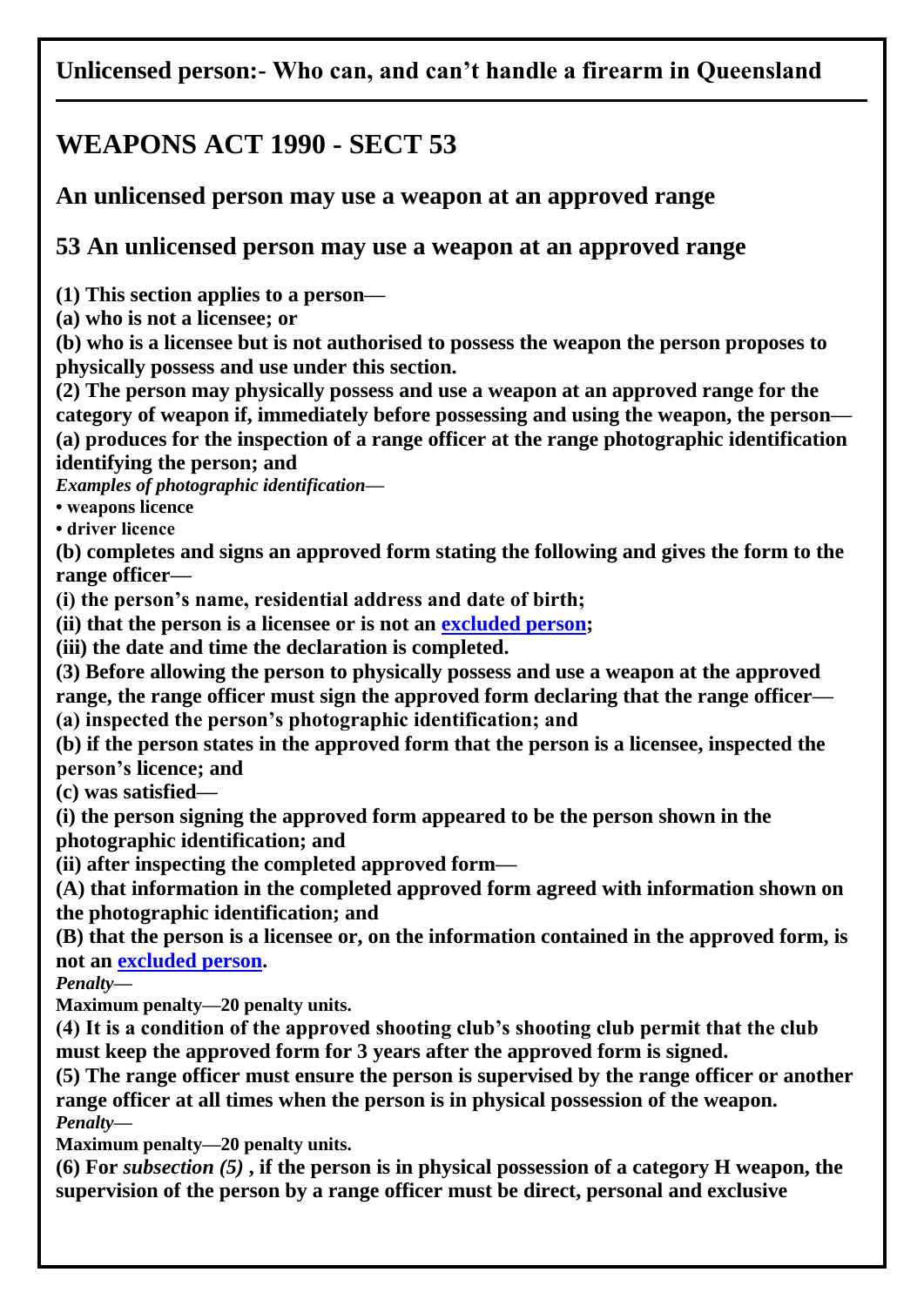**Unlicensed person:- Who can, and can't handle a firearm in Queensland**

# WEAPONS ACT 1990 - SECT 53

## An unlicensed person may use a weapon at an approved range

## 53 An unlicensed person may use a weapon at an approved range

**(1) This section applies to a person—**

**(a) who is not a licensee; or**

**(b) who is a licensee but is not authorised to possess the weapon the person proposes to physically possess and use under this section.**

**(2) The person may physically possess and use a weapon at an approved range for the category of weapon if, immediately before possessing and using the weapon, the person—**

**(a) produces for the inspection of a range officer at the range photographic identification identifying the person; and**

***Examples of photographic identification—***

- **weapons licence**
- **driver licence**

**(b) completes and signs an approved form stating the following and gives the form to the range officer—**

**(i) the person's name, residential address and date of birth;**

**(ii) that the person is a licensee or is not an [excluded person](excluded person);**

**(iii) the date and time the declaration is completed.**

**(3) Before allowing the person to physically possess and use a weapon at the approved range, the range officer must sign the approved form declaring that the range officer—**

**(a) inspected the person's photographic identification; and**

**(b) if the person states in the approved form that the person is a licensee, inspected the person's licence; and**

**(c) was satisfied—**

**(i) the person signing the approved form appeared to be the person shown in the photographic identification; and**

**(ii) after inspecting the completed approved form—**

**(A) that information in the completed approved form agreed with information shown on the photographic identification; and**

**(B) that the person is a licensee or, on the information contained in the approved form, is not an [excluded person](excluded person).**

***Penalty—***

**Maximum penalty—20 penalty units.**

**(4) It is a condition of the approved shooting club's shooting club permit that the club must keep the approved form for 3 years after the approved form is signed.**

**(5) The range officer must ensure the person is supervised by the range officer or another range officer at all times when the person is in physical possession of the weapon.**

***Penalty—***

**Maximum penalty—20 penalty units.**

**(6) For *subsection (5)* , if the person is in physical possession of a category H weapon, the supervision of the person by a range officer must be direct, personal and exclusive**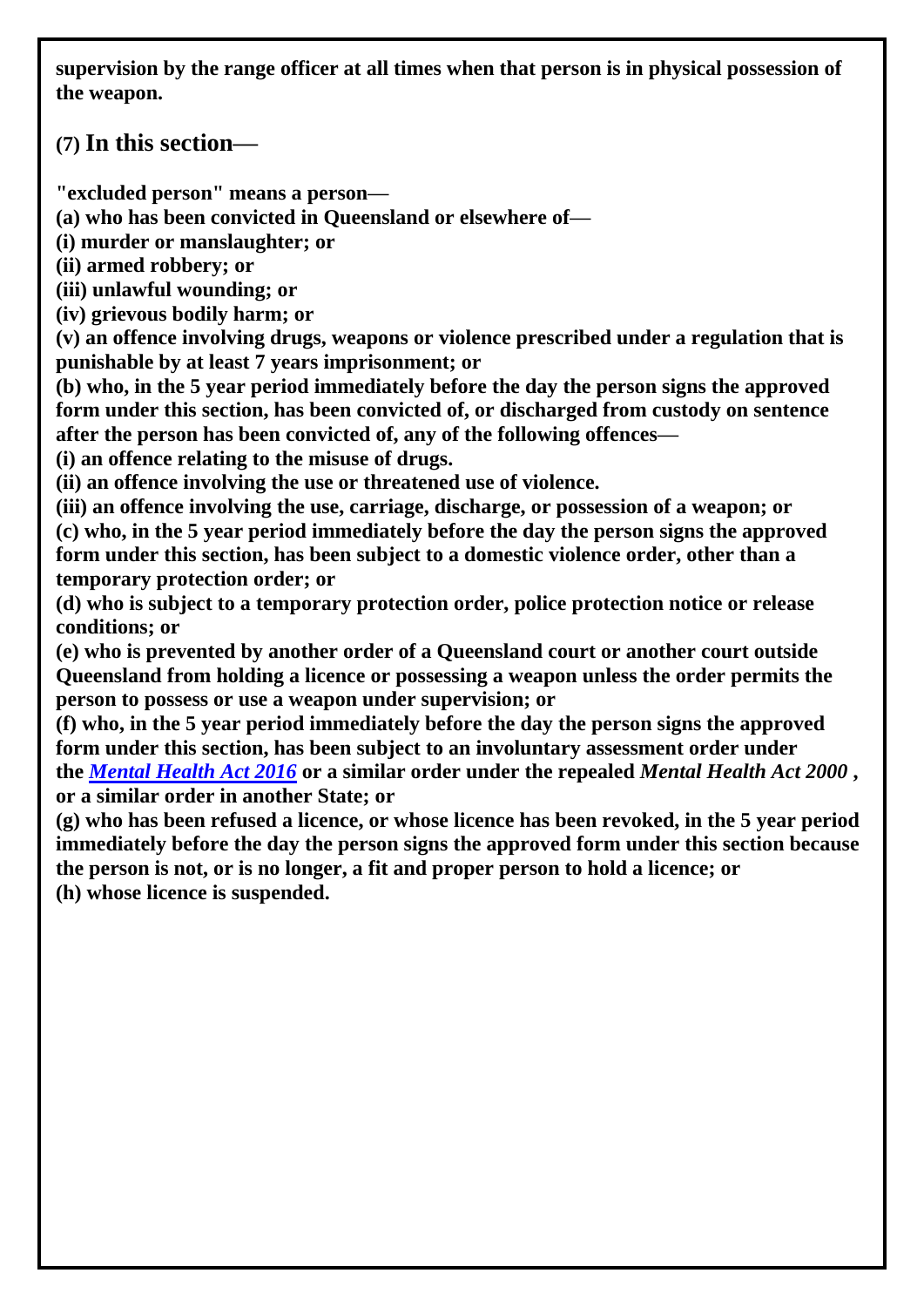**supervision by the range officer at all times when that person is in physical possession of the weapon.**

**(7) In this section—**

**"excluded person" means a person—**

**(a) who has been convicted in Queensland or elsewhere of—**

**(i) murder or manslaughter; or**

**(ii) armed robbery; or**

**(iii) unlawful wounding; or**

**(iv) grievous bodily harm; or**

**(v) an offence involving drugs, weapons or violence prescribed under a regulation that is punishable by at least 7 years imprisonment; or**

**(b) who, in the 5 year period immediately before the day the person signs the approved form under this section, has been convicted of, or discharged from custody on sentence after the person has been convicted of, any of the following offences—**

**(i) an offence relating to the misuse of drugs.**

**(ii) an offence involving the use or threatened use of violence.**

**(iii) an offence involving the use, carriage, discharge, or possession of a weapon; or**

**(c) who, in the 5 year period immediately before the day the person signs the approved form under this section, has been subject to a domestic violence order, other than a temporary protection order; or**

**(d) who is subject to a temporary protection order, police protection notice or release conditions; or**

**(e) who is prevented by another order of a Queensland court or another court outside Queensland from holding a licence or possessing a weapon unless the order permits the person to possess or use a weapon under supervision; or**

**(f) who, in the 5 year period immediately before the day the person signs the approved form under this section, has been subject to an involuntary assessment order under the *Mental Health Act 2016* or a similar order under the repealed *Mental Health Act 2000*, or a similar order in another State; or**

**(g) who has been refused a licence, or whose licence has been revoked, in the 5 year period immediately before the day the person signs the approved form under this section because the person is not, or is no longer, a fit and proper person to hold a licence; or**

**(h) whose licence is suspended.**